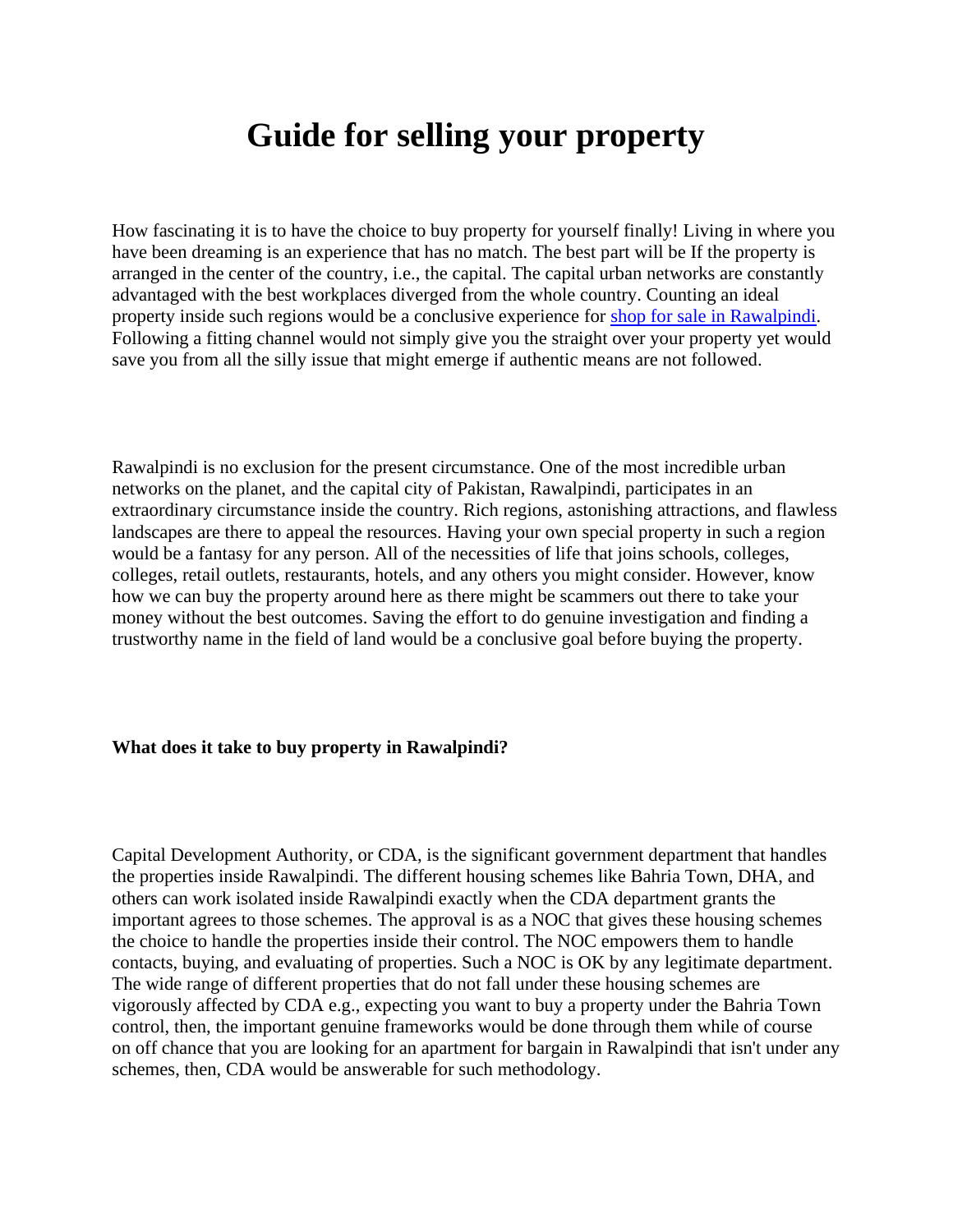# Guide for selling your property

How fascinating it is to have the choice to buy property for yourself finally! Living in where you have been dreaming is an experience that has no match. The best part will be If the property is arranged in the center of the country, i.e., the capital. The capital urban networks are constantly advantaged with the best workplaces diverged from the whole country. Counting an ideal property inside such regions would be a conclusive experience for [shop for sale in Rawalpindi](). Following a fitting channel would not simply give you the straight over your property yet would save you from all the silly issue that might emerge if authentic means are not followed.

Rawalpindi is no exclusion for the present circumstance. One of the most incredible urban networks on the planet, and the capital city of Pakistan, Rawalpindi, participates in an extraordinary circumstance inside the country. Rich regions, astonishing attractions, and flawless landscapes are there to appeal the resources. Having your own special property in such a region would be a fantasy for any person. All of the necessities of life that joins schools, colleges, colleges, retail outlets, restaurants, hotels, and any others you might consider. However, know how we can buy the property around here as there might be scammers out there to take your money without the best outcomes. Saving the effort to do genuine investigation and finding a trustworthy name in the field of land would be a conclusive goal before buying the property.

**What does it take to buy property in Rawalpindi?**

Capital Development Authority, or CDA, is the significant government department that handles the properties inside Rawalpindi. The different housing schemes like Bahria Town, DHA, and others can work isolated inside Rawalpindi exactly when the CDA department grants the important agrees to those schemes. The approval is as a NOC that gives these housing schemes the choice to handle the properties inside their control. The NOC empowers them to handle contacts, buying, and evaluating of properties. Such a NOC is OK by any legitimate department. The wide range of different properties that do not fall under these housing schemes are vigorously affected by CDA e.g., expecting you want to buy a property under the Bahria Town control, then, the important genuine frameworks would be done through them while of course on off chance that you are looking for an apartment for bargain in Rawalpindi that isn't under any schemes, then, CDA would be answerable for such methodology.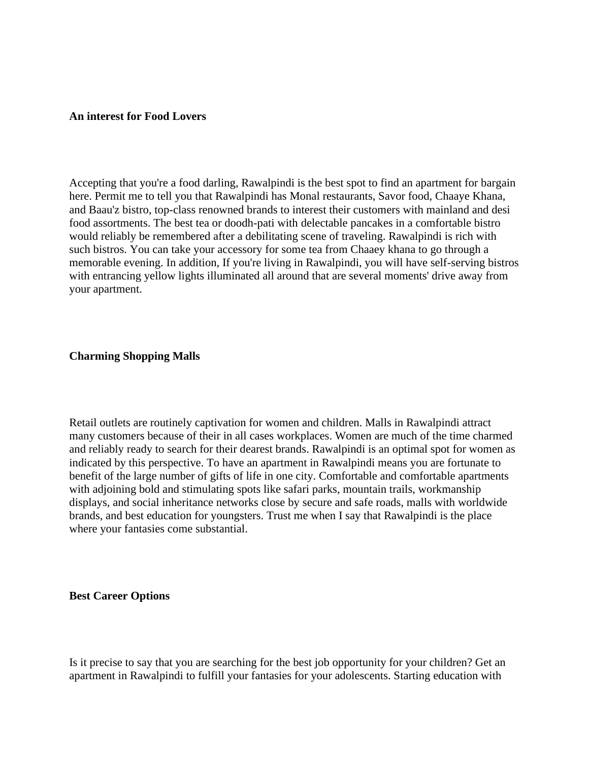**An interest for Food Lovers**

Accepting that you're a food darling, Rawalpindi is the best spot to find an apartment for bargain here. Permit me to tell you that Rawalpindi has Monal restaurants, Savor food, Chaaye Khana, and Baau'z bistro, top-class renowned brands to interest their customers with mainland and desi food assortments. The best tea or doodh-pati with delectable pancakes in a comfortable bistro would reliably be remembered after a debilitating scene of traveling. Rawalpindi is rich with such bistros. You can take your accessory for some tea from Chaaey khana to go through a memorable evening. In addition, If you're living in Rawalpindi, you will have self-serving bistros with entrancing yellow lights illuminated all around that are several moments' drive away from your apartment.

**Charming Shopping Malls**

Retail outlets are routinely captivation for women and children. Malls in Rawalpindi attract many customers because of their in all cases workplaces. Women are much of the time charmed and reliably ready to search for their dearest brands. Rawalpindi is an optimal spot for women as indicated by this perspective. To have an apartment in Rawalpindi means you are fortunate to benefit of the large number of gifts of life in one city. Comfortable and comfortable apartments with adjoining bold and stimulating spots like safari parks, mountain trails, workmanship displays, and social inheritance networks close by secure and safe roads, malls with worldwide brands, and best education for youngsters. Trust me when I say that Rawalpindi is the place where your fantasies come substantial.

**Best Career Options**

Is it precise to say that you are searching for the best job opportunity for your children? Get an apartment in Rawalpindi to fulfill your fantasies for your adolescents. Starting education with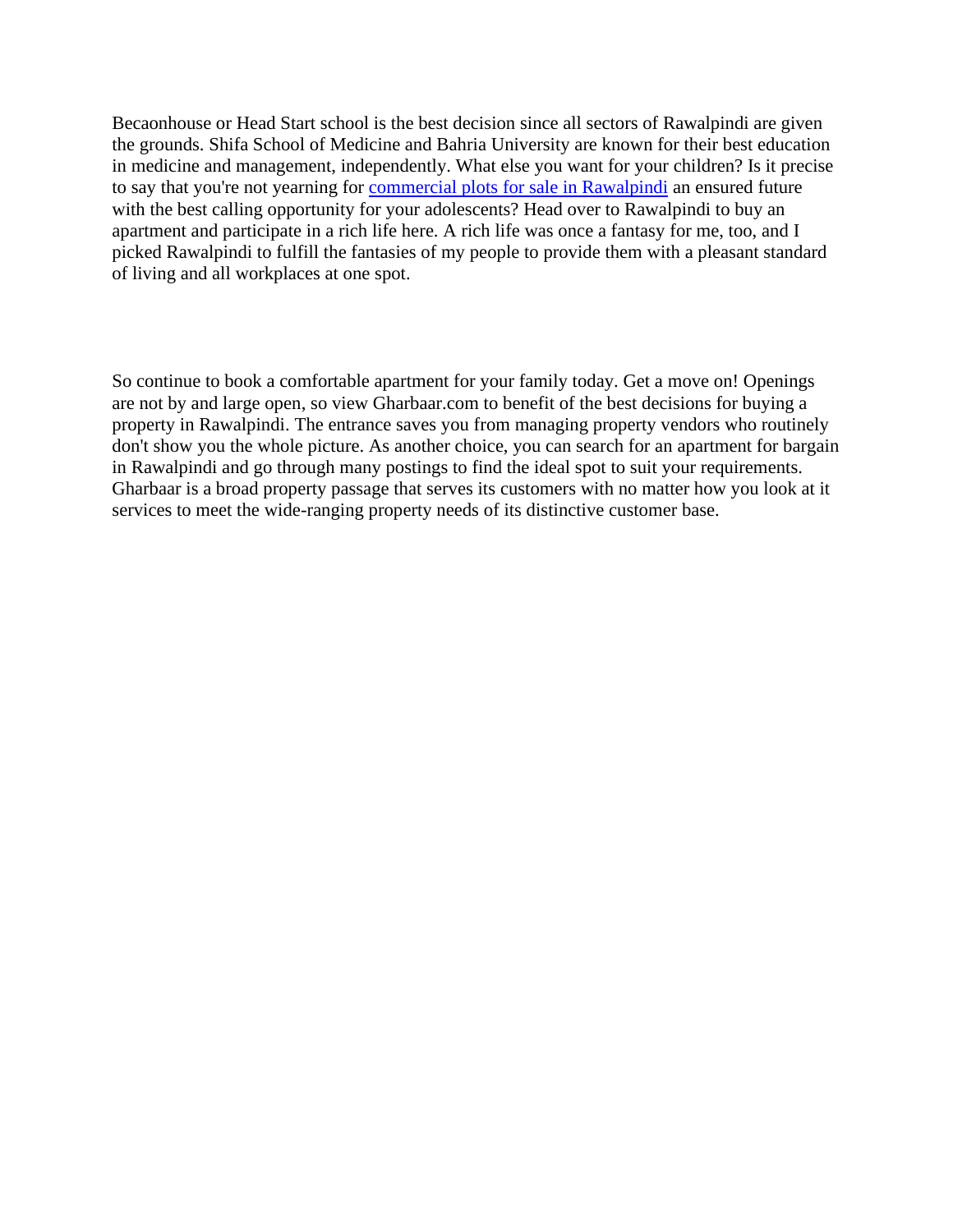Becaonhouse or Head Start school is the best decision since all sectors of Rawalpindi are given the grounds. Shifa School of Medicine and Bahria University are known for their best education in medicine and management, independently. What else you want for your children? Is it precise to say that you're not yearning for [commercial plots for sale in Rawalpindi]() an ensured future with the best calling opportunity for your adolescents? Head over to Rawalpindi to buy an apartment and participate in a rich life here. A rich life was once a fantasy for me, too, and I picked Rawalpindi to fulfill the fantasies of my people to provide them with a pleasant standard of living and all workplaces at one spot.

So continue to book a comfortable apartment for your family today. Get a move on! Openings are not by and large open, so view Gharbaar.com to benefit of the best decisions for buying a property in Rawalpindi. The entrance saves you from managing property vendors who routinely don't show you the whole picture. As another choice, you can search for an apartment for bargain in Rawalpindi and go through many postings to find the ideal spot to suit your requirements. Gharbaar is a broad property passage that serves its customers with no matter how you look at it services to meet the wide-ranging property needs of its distinctive customer base.